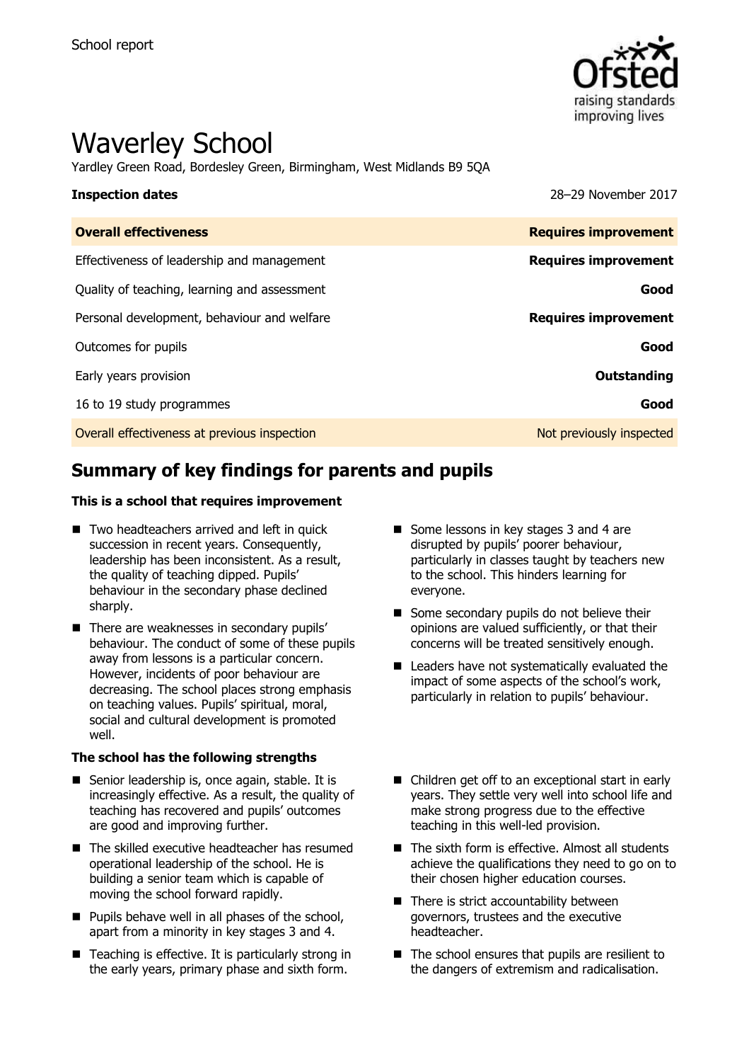School report

# Waverley School

Yardley Green Road, Bordesley Green, Birmingham, West Midlands B9 5QA

| **Inspection dates** | 28–29 November 2017 |
| --- | --- |
| **Overall effectiveness** | **Requires improvement** |
| Effectiveness of leadership and management | **Requires improvement** |
| Quality of teaching, learning and assessment | **Good** |
| Personal development, behaviour and welfare | **Requires improvement** |
| Outcomes for pupils | **Good** |
| Early years provision | **Outstanding** |
| 16 to 19 study programmes | **Good** |
| Overall effectiveness at previous inspection | Not previously inspected |

## Summary of key findings for parents and pupils

### This is a school that requires improvement

- Two headteachers arrived and left in quick succession in recent years. Consequently, leadership has been inconsistent. As a result, the quality of teaching dipped. Pupils' behaviour in the secondary phase declined sharply.
- There are weaknesses in secondary pupils' behaviour. The conduct of some of these pupils away from lessons is a particular concern. However, incidents of poor behaviour are decreasing. The school places strong emphasis on teaching values. Pupils' spiritual, moral, social and cultural development is promoted well.
- Some lessons in key stages 3 and 4 are disrupted by pupils' poorer behaviour, particularly in classes taught by teachers new to the school. This hinders learning for everyone.
- Some secondary pupils do not believe their opinions are valued sufficiently, or that their concerns will be treated sensitively enough.
- Leaders have not systematically evaluated the impact of some aspects of the school's work, particularly in relation to pupils' behaviour.

### The school has the following strengths

- Senior leadership is, once again, stable. It is increasingly effective. As a result, the quality of teaching has recovered and pupils' outcomes are good and improving further.
- The skilled executive headteacher has resumed operational leadership of the school. He is building a senior team which is capable of moving the school forward rapidly.
- Pupils behave well in all phases of the school, apart from a minority in key stages 3 and 4.
- Teaching is effective. It is particularly strong in the early years, primary phase and sixth form.
- Children get off to an exceptional start in early years. They settle very well into school life and make strong progress due to the effective teaching in this well-led provision.
- The sixth form is effective. Almost all students achieve the qualifications they need to go on to their chosen higher education courses.
- There is strict accountability between governors, trustees and the executive headteacher.
- The school ensures that pupils are resilient to the dangers of extremism and radicalisation.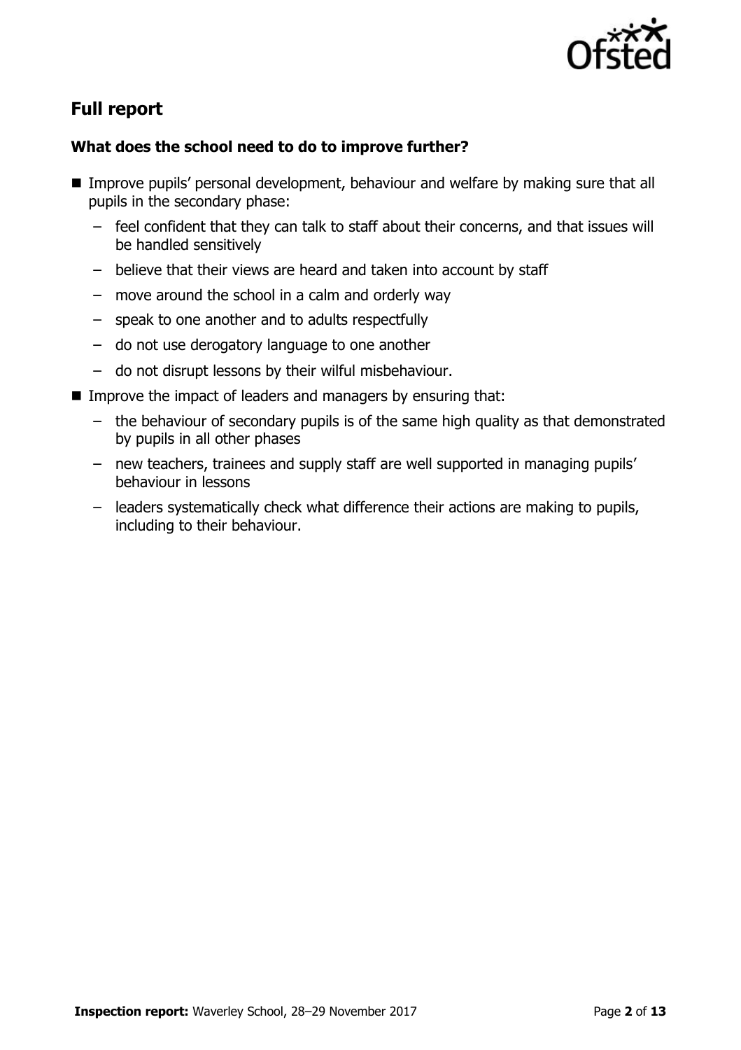## Full report

### What does the school need to do to improve further?

- Improve pupils' personal development, behaviour and welfare by making sure that all pupils in the secondary phase:
  - feel confident that they can talk to staff about their concerns, and that issues will be handled sensitively
  - believe that their views are heard and taken into account by staff
  - move around the school in a calm and orderly way
  - speak to one another and to adults respectfully
  - do not use derogatory language to one another
  - do not disrupt lessons by their wilful misbehaviour.
- Improve the impact of leaders and managers by ensuring that:
  - the behaviour of secondary pupils is of the same high quality as that demonstrated by pupils in all other phases
  - new teachers, trainees and supply staff are well supported in managing pupils' behaviour in lessons
  - leaders systematically check what difference their actions are making to pupils, including to their behaviour.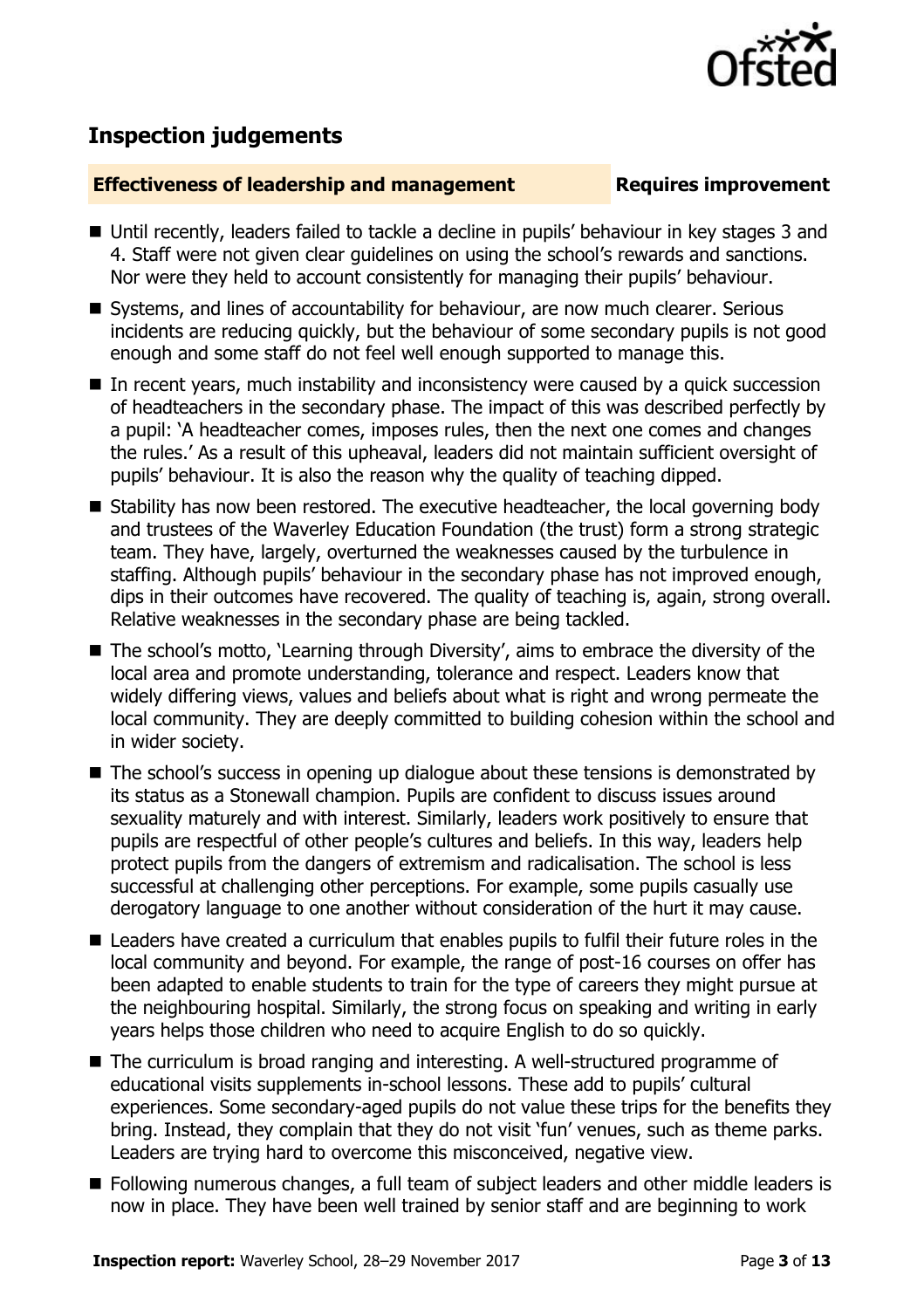## Inspection judgements

**Effectiveness of leadership and management** **Requires improvement**

- Until recently, leaders failed to tackle a decline in pupils' behaviour in key stages 3 and 4. Staff were not given clear guidelines on using the school's rewards and sanctions. Nor were they held to account consistently for managing their pupils' behaviour.
- Systems, and lines of accountability for behaviour, are now much clearer. Serious incidents are reducing quickly, but the behaviour of some secondary pupils is not good enough and some staff do not feel well enough supported to manage this.
- In recent years, much instability and inconsistency were caused by a quick succession of headteachers in the secondary phase. The impact of this was described perfectly by a pupil: 'A headteacher comes, imposes rules, then the next one comes and changes the rules.' As a result of this upheaval, leaders did not maintain sufficient oversight of pupils' behaviour. It is also the reason why the quality of teaching dipped.
- Stability has now been restored. The executive headteacher, the local governing body and trustees of the Waverley Education Foundation (the trust) form a strong strategic team. They have, largely, overturned the weaknesses caused by the turbulence in staffing. Although pupils' behaviour in the secondary phase has not improved enough, dips in their outcomes have recovered. The quality of teaching is, again, strong overall. Relative weaknesses in the secondary phase are being tackled.
- The school's motto, 'Learning through Diversity', aims to embrace the diversity of the local area and promote understanding, tolerance and respect. Leaders know that widely differing views, values and beliefs about what is right and wrong permeate the local community. They are deeply committed to building cohesion within the school and in wider society.
- The school's success in opening up dialogue about these tensions is demonstrated by its status as a Stonewall champion. Pupils are confident to discuss issues around sexuality maturely and with interest. Similarly, leaders work positively to ensure that pupils are respectful of other people's cultures and beliefs. In this way, leaders help protect pupils from the dangers of extremism and radicalisation. The school is less successful at challenging other perceptions. For example, some pupils casually use derogatory language to one another without consideration of the hurt it may cause.
- Leaders have created a curriculum that enables pupils to fulfil their future roles in the local community and beyond. For example, the range of post-16 courses on offer has been adapted to enable students to train for the type of careers they might pursue at the neighbouring hospital. Similarly, the strong focus on speaking and writing in early years helps those children who need to acquire English to do so quickly.
- The curriculum is broad ranging and interesting. A well-structured programme of educational visits supplements in-school lessons. These add to pupils' cultural experiences. Some secondary-aged pupils do not value these trips for the benefits they bring. Instead, they complain that they do not visit 'fun' venues, such as theme parks. Leaders are trying hard to overcome this misconceived, negative view.
- Following numerous changes, a full team of subject leaders and other middle leaders is now in place. They have been well trained by senior staff and are beginning to work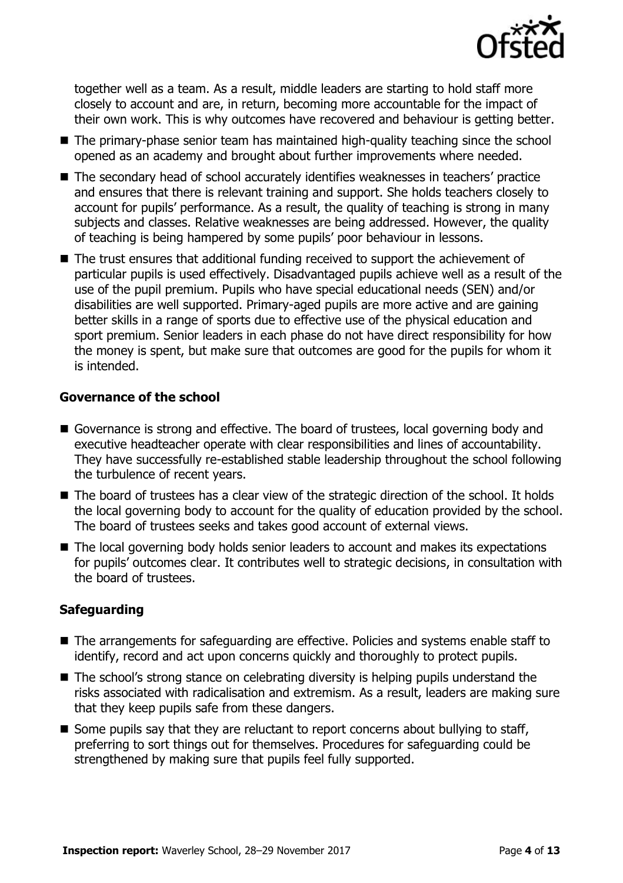together well as a team. As a result, middle leaders are starting to hold staff more closely to account and are, in return, becoming more accountable for the impact of their own work. This is why outcomes have recovered and behaviour is getting better.

- The primary-phase senior team has maintained high-quality teaching since the school opened as an academy and brought about further improvements where needed.
- The secondary head of school accurately identifies weaknesses in teachers' practice and ensures that there is relevant training and support. She holds teachers closely to account for pupils' performance. As a result, the quality of teaching is strong in many subjects and classes. Relative weaknesses are being addressed. However, the quality of teaching is being hampered by some pupils' poor behaviour in lessons.
- The trust ensures that additional funding received to support the achievement of particular pupils is used effectively. Disadvantaged pupils achieve well as a result of the use of the pupil premium. Pupils who have special educational needs (SEN) and/or disabilities are well supported. Primary-aged pupils are more active and are gaining better skills in a range of sports due to effective use of the physical education and sport premium. Senior leaders in each phase do not have direct responsibility for how the money is spent, but make sure that outcomes are good for the pupils for whom it is intended.

### Governance of the school

- Governance is strong and effective. The board of trustees, local governing body and executive headteacher operate with clear responsibilities and lines of accountability. They have successfully re-established stable leadership throughout the school following the turbulence of recent years.
- The board of trustees has a clear view of the strategic direction of the school. It holds the local governing body to account for the quality of education provided by the school. The board of trustees seeks and takes good account of external views.
- The local governing body holds senior leaders to account and makes its expectations for pupils' outcomes clear. It contributes well to strategic decisions, in consultation with the board of trustees.

### Safeguarding

- The arrangements for safeguarding are effective. Policies and systems enable staff to identify, record and act upon concerns quickly and thoroughly to protect pupils.
- The school's strong stance on celebrating diversity is helping pupils understand the risks associated with radicalisation and extremism. As a result, leaders are making sure that they keep pupils safe from these dangers.
- Some pupils say that they are reluctant to report concerns about bullying to staff, preferring to sort things out for themselves. Procedures for safeguarding could be strengthened by making sure that pupils feel fully supported.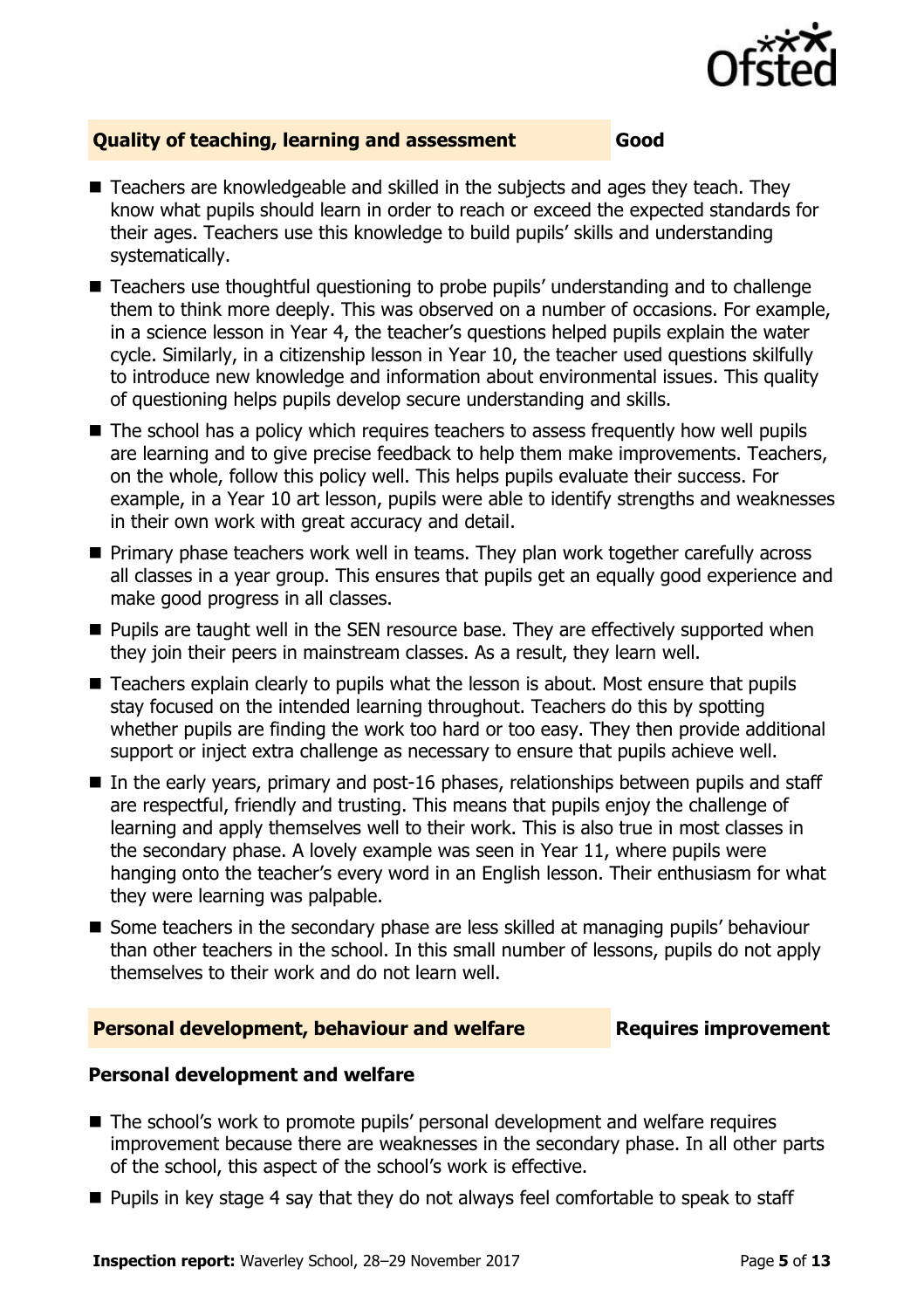## Quality of teaching, learning and assessment — Good

- Teachers are knowledgeable and skilled in the subjects and ages they teach. They know what pupils should learn in order to reach or exceed the expected standards for their ages. Teachers use this knowledge to build pupils' skills and understanding systematically.
- Teachers use thoughtful questioning to probe pupils' understanding and to challenge them to think more deeply. This was observed on a number of occasions. For example, in a science lesson in Year 4, the teacher's questions helped pupils explain the water cycle. Similarly, in a citizenship lesson in Year 10, the teacher used questions skilfully to introduce new knowledge and information about environmental issues. This quality of questioning helps pupils develop secure understanding and skills.
- The school has a policy which requires teachers to assess frequently how well pupils are learning and to give precise feedback to help them make improvements. Teachers, on the whole, follow this policy well. This helps pupils evaluate their success. For example, in a Year 10 art lesson, pupils were able to identify strengths and weaknesses in their own work with great accuracy and detail.
- Primary phase teachers work well in teams. They plan work together carefully across all classes in a year group. This ensures that pupils get an equally good experience and make good progress in all classes.
- Pupils are taught well in the SEN resource base. They are effectively supported when they join their peers in mainstream classes. As a result, they learn well.
- Teachers explain clearly to pupils what the lesson is about. Most ensure that pupils stay focused on the intended learning throughout. Teachers do this by spotting whether pupils are finding the work too hard or too easy. They then provide additional support or inject extra challenge as necessary to ensure that pupils achieve well.
- In the early years, primary and post-16 phases, relationships between pupils and staff are respectful, friendly and trusting. This means that pupils enjoy the challenge of learning and apply themselves well to their work. This is also true in most classes in the secondary phase. A lovely example was seen in Year 11, where pupils were hanging onto the teacher's every word in an English lesson. Their enthusiasm for what they were learning was palpable.
- Some teachers in the secondary phase are less skilled at managing pupils' behaviour than other teachers in the school. In this small number of lessons, pupils do not apply themselves to their work and do not learn well.

## Personal development, behaviour and welfare — Requires improvement

### Personal development and welfare

- The school's work to promote pupils' personal development and welfare requires improvement because there are weaknesses in the secondary phase. In all other parts of the school, this aspect of the school's work is effective.
- Pupils in key stage 4 say that they do not always feel comfortable to speak to staff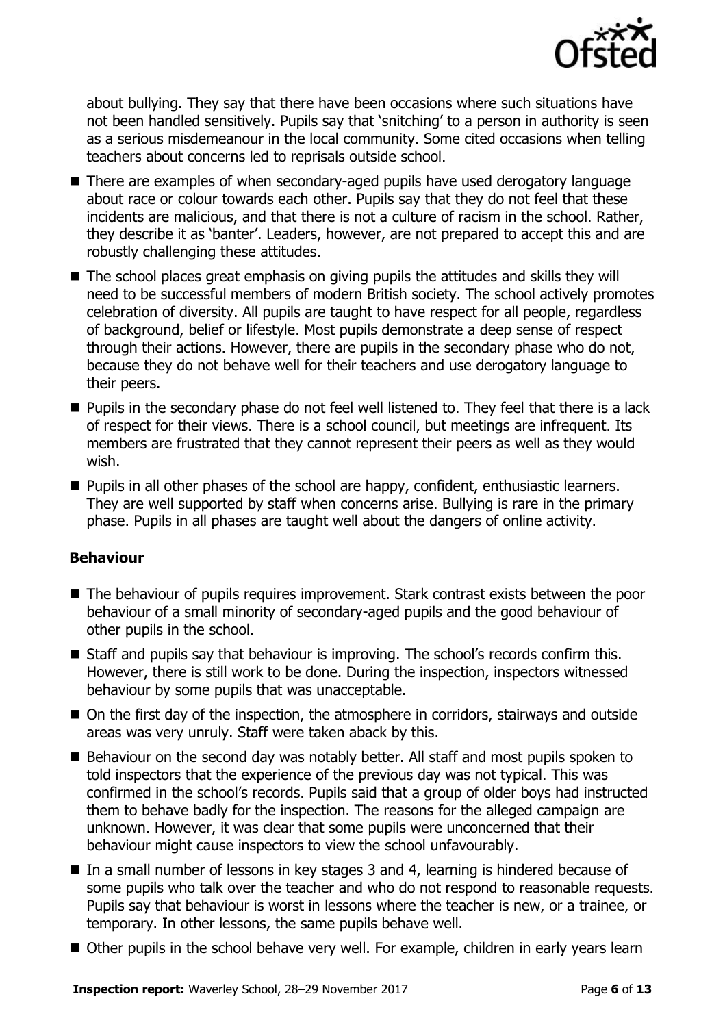about bullying. They say that there have been occasions where such situations have not been handled sensitively. Pupils say that 'snitching' to a person in authority is seen as a serious misdemeanour in the local community. Some cited occasions when telling teachers about concerns led to reprisals outside school.

- There are examples of when secondary-aged pupils have used derogatory language about race or colour towards each other. Pupils say that they do not feel that these incidents are malicious, and that there is not a culture of racism in the school. Rather, they describe it as 'banter'. Leaders, however, are not prepared to accept this and are robustly challenging these attitudes.
- The school places great emphasis on giving pupils the attitudes and skills they will need to be successful members of modern British society. The school actively promotes celebration of diversity. All pupils are taught to have respect for all people, regardless of background, belief or lifestyle. Most pupils demonstrate a deep sense of respect through their actions. However, there are pupils in the secondary phase who do not, because they do not behave well for their teachers and use derogatory language to their peers.
- Pupils in the secondary phase do not feel well listened to. They feel that there is a lack of respect for their views. There is a school council, but meetings are infrequent. Its members are frustrated that they cannot represent their peers as well as they would wish.
- Pupils in all other phases of the school are happy, confident, enthusiastic learners. They are well supported by staff when concerns arise. Bullying is rare in the primary phase. Pupils in all phases are taught well about the dangers of online activity.

### Behaviour

- The behaviour of pupils requires improvement. Stark contrast exists between the poor behaviour of a small minority of secondary-aged pupils and the good behaviour of other pupils in the school.
- Staff and pupils say that behaviour is improving. The school's records confirm this. However, there is still work to be done. During the inspection, inspectors witnessed behaviour by some pupils that was unacceptable.
- On the first day of the inspection, the atmosphere in corridors, stairways and outside areas was very unruly. Staff were taken aback by this.
- Behaviour on the second day was notably better. All staff and most pupils spoken to told inspectors that the experience of the previous day was not typical. This was confirmed in the school's records. Pupils said that a group of older boys had instructed them to behave badly for the inspection. The reasons for the alleged campaign are unknown. However, it was clear that some pupils were unconcerned that their behaviour might cause inspectors to view the school unfavourably.
- In a small number of lessons in key stages 3 and 4, learning is hindered because of some pupils who talk over the teacher and who do not respond to reasonable requests. Pupils say that behaviour is worst in lessons where the teacher is new, or a trainee, or temporary. In other lessons, the same pupils behave well.
- Other pupils in the school behave very well. For example, children in early years learn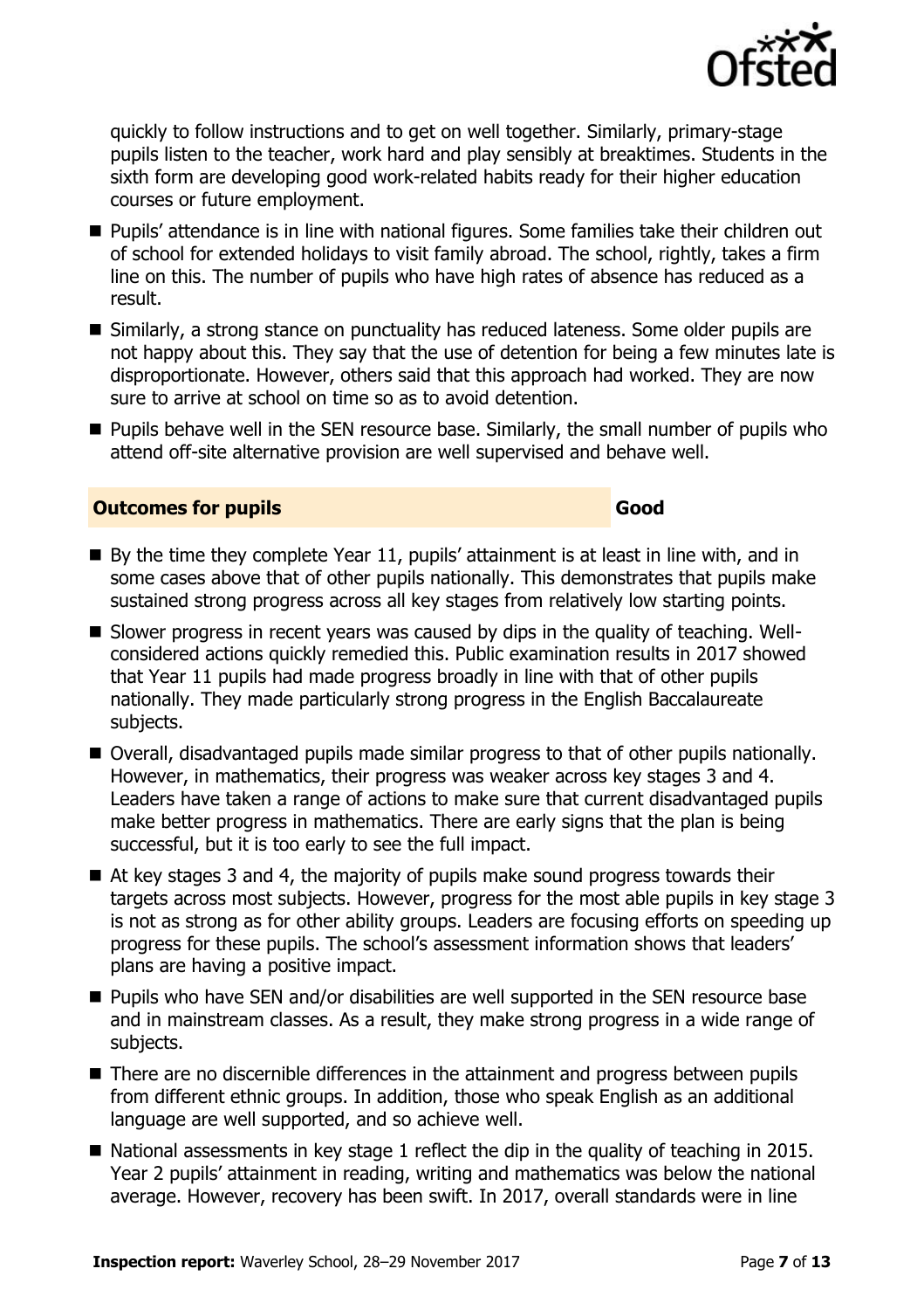quickly to follow instructions and to get on well together. Similarly, primary-stage pupils listen to the teacher, work hard and play sensibly at breaktimes. Students in the sixth form are developing good work-related habits ready for their higher education courses or future employment.

- Pupils' attendance is in line with national figures. Some families take their children out of school for extended holidays to visit family abroad. The school, rightly, takes a firm line on this. The number of pupils who have high rates of absence has reduced as a result.
- Similarly, a strong stance on punctuality has reduced lateness. Some older pupils are not happy about this. They say that the use of detention for being a few minutes late is disproportionate. However, others said that this approach had worked. They are now sure to arrive at school on time so as to avoid detention.
- Pupils behave well in the SEN resource base. Similarly, the small number of pupils who attend off-site alternative provision are well supervised and behave well.

## Outcomes for pupils — Good

- By the time they complete Year 11, pupils' attainment is at least in line with, and in some cases above that of other pupils nationally. This demonstrates that pupils make sustained strong progress across all key stages from relatively low starting points.
- Slower progress in recent years was caused by dips in the quality of teaching. Well-considered actions quickly remedied this. Public examination results in 2017 showed that Year 11 pupils had made progress broadly in line with that of other pupils nationally. They made particularly strong progress in the English Baccalaureate subjects.
- Overall, disadvantaged pupils made similar progress to that of other pupils nationally. However, in mathematics, their progress was weaker across key stages 3 and 4. Leaders have taken a range of actions to make sure that current disadvantaged pupils make better progress in mathematics. There are early signs that the plan is being successful, but it is too early to see the full impact.
- At key stages 3 and 4, the majority of pupils make sound progress towards their targets across most subjects. However, progress for the most able pupils in key stage 3 is not as strong as for other ability groups. Leaders are focusing efforts on speeding up progress for these pupils. The school's assessment information shows that leaders' plans are having a positive impact.
- Pupils who have SEN and/or disabilities are well supported in the SEN resource base and in mainstream classes. As a result, they make strong progress in a wide range of subjects.
- There are no discernible differences in the attainment and progress between pupils from different ethnic groups. In addition, those who speak English as an additional language are well supported, and so achieve well.
- National assessments in key stage 1 reflect the dip in the quality of teaching in 2015. Year 2 pupils' attainment in reading, writing and mathematics was below the national average. However, recovery has been swift. In 2017, overall standards were in line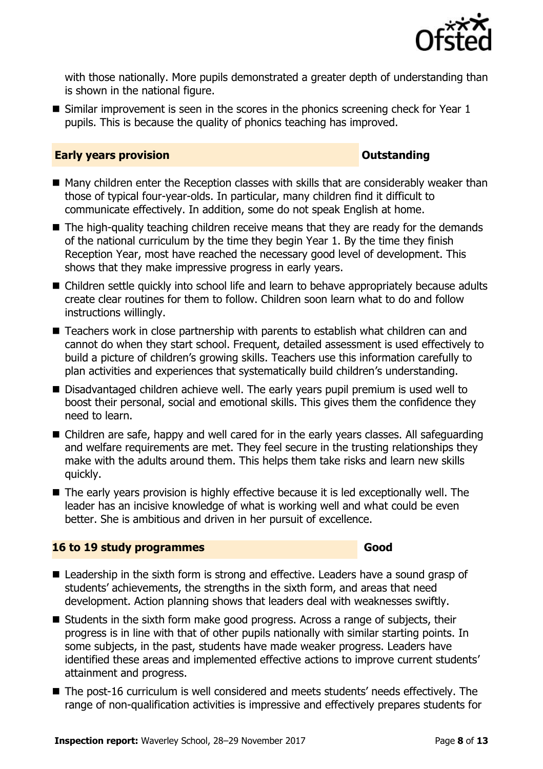with those nationally. More pupils demonstrated a greater depth of understanding than is shown in the national figure.

- Similar improvement is seen in the scores in the phonics screening check for Year 1 pupils. This is because the quality of phonics teaching has improved.

### Early years provision — Outstanding

- Many children enter the Reception classes with skills that are considerably weaker than those of typical four-year-olds. In particular, many children find it difficult to communicate effectively. In addition, some do not speak English at home.
- The high-quality teaching children receive means that they are ready for the demands of the national curriculum by the time they begin Year 1. By the time they finish Reception Year, most have reached the necessary good level of development. This shows that they make impressive progress in early years.
- Children settle quickly into school life and learn to behave appropriately because adults create clear routines for them to follow. Children soon learn what to do and follow instructions willingly.
- Teachers work in close partnership with parents to establish what children can and cannot do when they start school. Frequent, detailed assessment is used effectively to build a picture of children's growing skills. Teachers use this information carefully to plan activities and experiences that systematically build children's understanding.
- Disadvantaged children achieve well. The early years pupil premium is used well to boost their personal, social and emotional skills. This gives them the confidence they need to learn.
- Children are safe, happy and well cared for in the early years classes. All safeguarding and welfare requirements are met. They feel secure in the trusting relationships they make with the adults around them. This helps them take risks and learn new skills quickly.
- The early years provision is highly effective because it is led exceptionally well. The leader has an incisive knowledge of what is working well and what could be even better. She is ambitious and driven in her pursuit of excellence.

### 16 to 19 study programmes — Good

- Leadership in the sixth form is strong and effective. Leaders have a sound grasp of students' achievements, the strengths in the sixth form, and areas that need development. Action planning shows that leaders deal with weaknesses swiftly.
- Students in the sixth form make good progress. Across a range of subjects, their progress is in line with that of other pupils nationally with similar starting points. In some subjects, in the past, students have made weaker progress. Leaders have identified these areas and implemented effective actions to improve current students' attainment and progress.
- The post-16 curriculum is well considered and meets students' needs effectively. The range of non-qualification activities is impressive and effectively prepares students for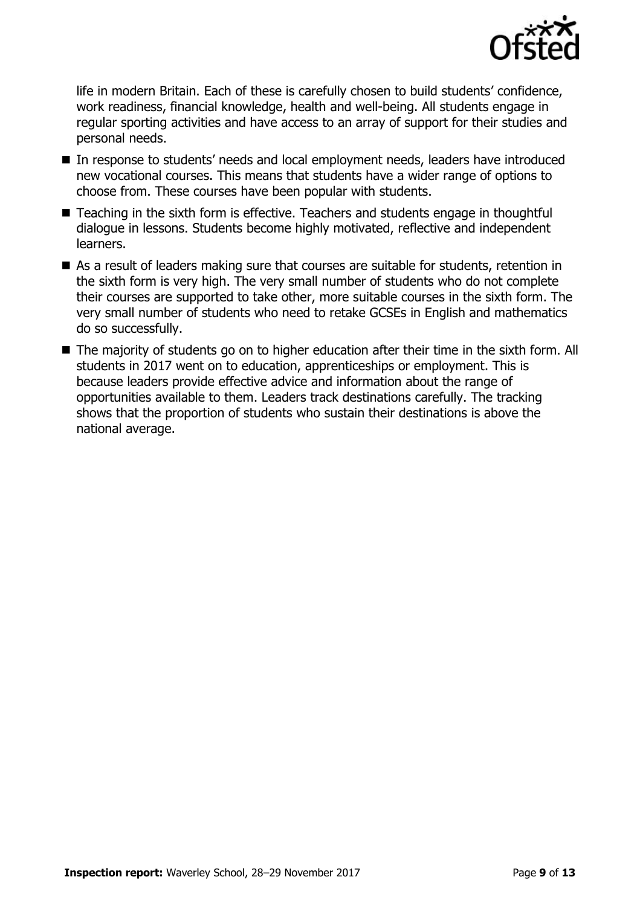life in modern Britain. Each of these is carefully chosen to build students' confidence, work readiness, financial knowledge, health and well-being. All students engage in regular sporting activities and have access to an array of support for their studies and personal needs.

- In response to students' needs and local employment needs, leaders have introduced new vocational courses. This means that students have a wider range of options to choose from. These courses have been popular with students.
- Teaching in the sixth form is effective. Teachers and students engage in thoughtful dialogue in lessons. Students become highly motivated, reflective and independent learners.
- As a result of leaders making sure that courses are suitable for students, retention in the sixth form is very high. The very small number of students who do not complete their courses are supported to take other, more suitable courses in the sixth form. The very small number of students who need to retake GCSEs in English and mathematics do so successfully.
- The majority of students go on to higher education after their time in the sixth form. All students in 2017 went on to education, apprenticeships or employment. This is because leaders provide effective advice and information about the range of opportunities available to them. Leaders track destinations carefully. The tracking shows that the proportion of students who sustain their destinations is above the national average.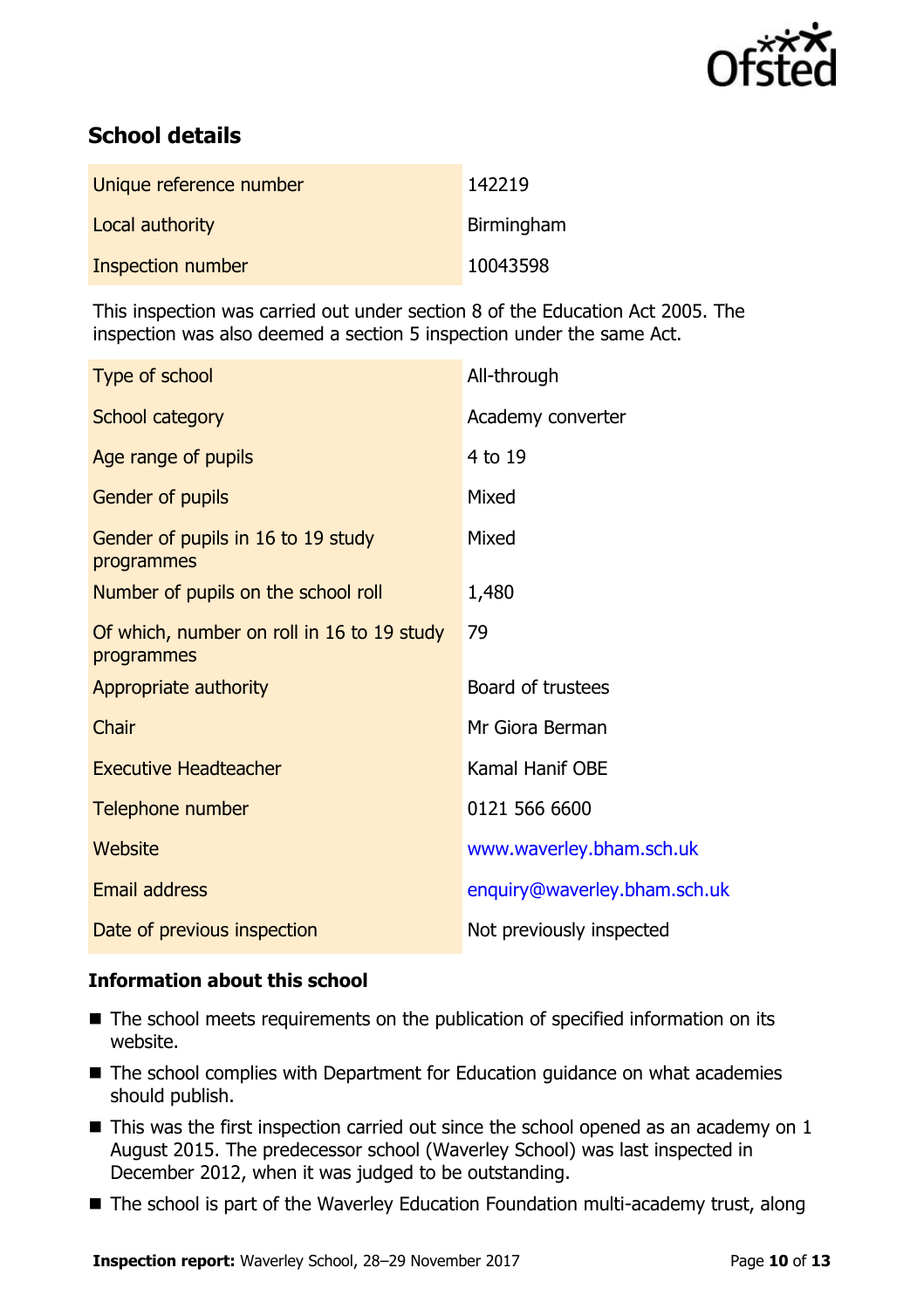## School details

| | |
|---|---|
| Unique reference number | 142219 |
| Local authority | Birmingham |
| Inspection number | 10043598 |

This inspection was carried out under section 8 of the Education Act 2005. The inspection was also deemed a section 5 inspection under the same Act.

| | |
|---|---|
| Type of school | All-through |
| School category | Academy converter |
| Age range of pupils | 4 to 19 |
| Gender of pupils | Mixed |
| Gender of pupils in 16 to 19 study programmes | Mixed |
| Number of pupils on the school roll | 1,480 |
| Of which, number on roll in 16 to 19 study programmes | 79 |
| Appropriate authority | Board of trustees |
| Chair | Mr Giora Berman |
| Executive Headteacher | Kamal Hanif OBE |
| Telephone number | 0121 566 6600 |
| Website | www.waverley.bham.sch.uk |
| Email address | enquiry@waverley.bham.sch.uk |
| Date of previous inspection | Not previously inspected |

### Information about this school

- The school meets requirements on the publication of specified information on its website.
- The school complies with Department for Education guidance on what academies should publish.
- This was the first inspection carried out since the school opened as an academy on 1 August 2015. The predecessor school (Waverley School) was last inspected in December 2012, when it was judged to be outstanding.
- The school is part of the Waverley Education Foundation multi-academy trust, along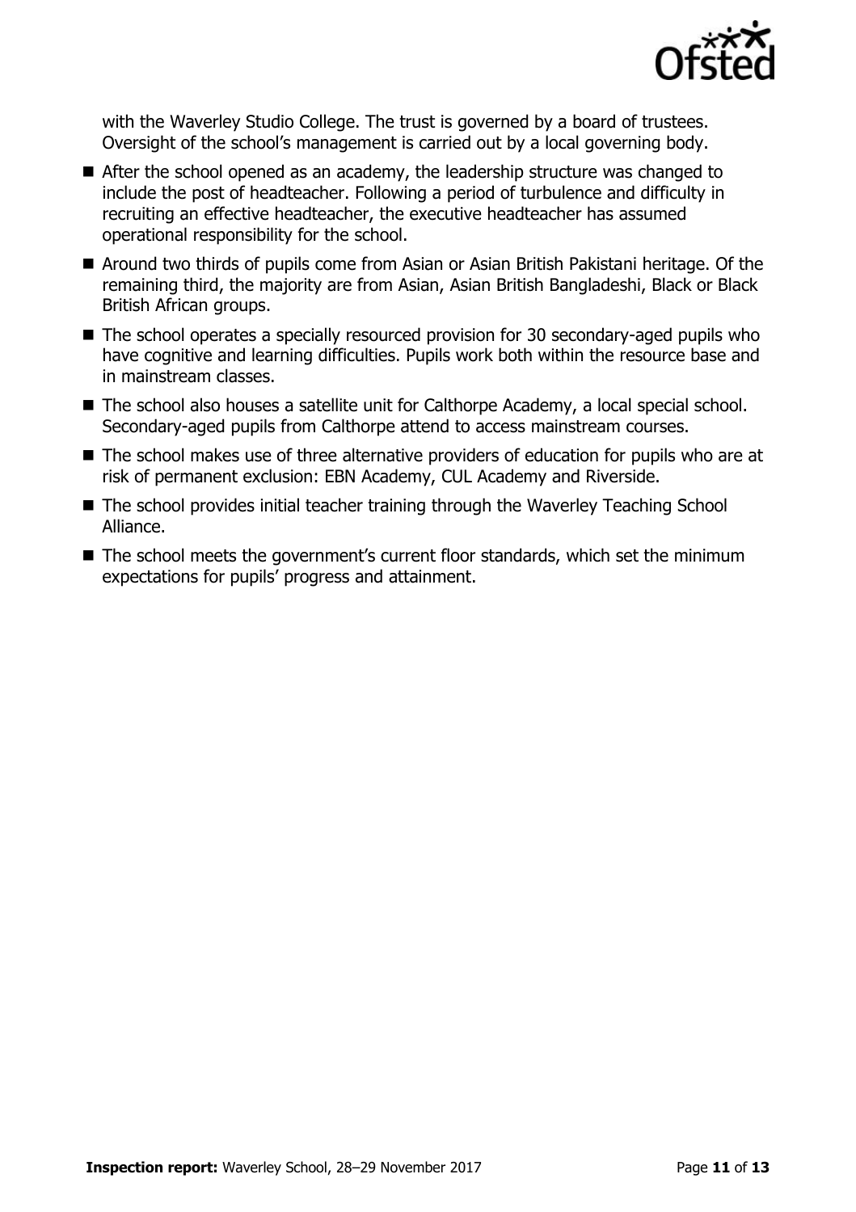with the Waverley Studio College. The trust is governed by a board of trustees. Oversight of the school's management is carried out by a local governing body.

- After the school opened as an academy, the leadership structure was changed to include the post of headteacher. Following a period of turbulence and difficulty in recruiting an effective headteacher, the executive headteacher has assumed operational responsibility for the school.
- Around two thirds of pupils come from Asian or Asian British Pakistani heritage. Of the remaining third, the majority are from Asian, Asian British Bangladeshi, Black or Black British African groups.
- The school operates a specially resourced provision for 30 secondary-aged pupils who have cognitive and learning difficulties. Pupils work both within the resource base and in mainstream classes.
- The school also houses a satellite unit for Calthorpe Academy, a local special school. Secondary-aged pupils from Calthorpe attend to access mainstream courses.
- The school makes use of three alternative providers of education for pupils who are at risk of permanent exclusion: EBN Academy, CUL Academy and Riverside.
- The school provides initial teacher training through the Waverley Teaching School Alliance.
- The school meets the government's current floor standards, which set the minimum expectations for pupils' progress and attainment.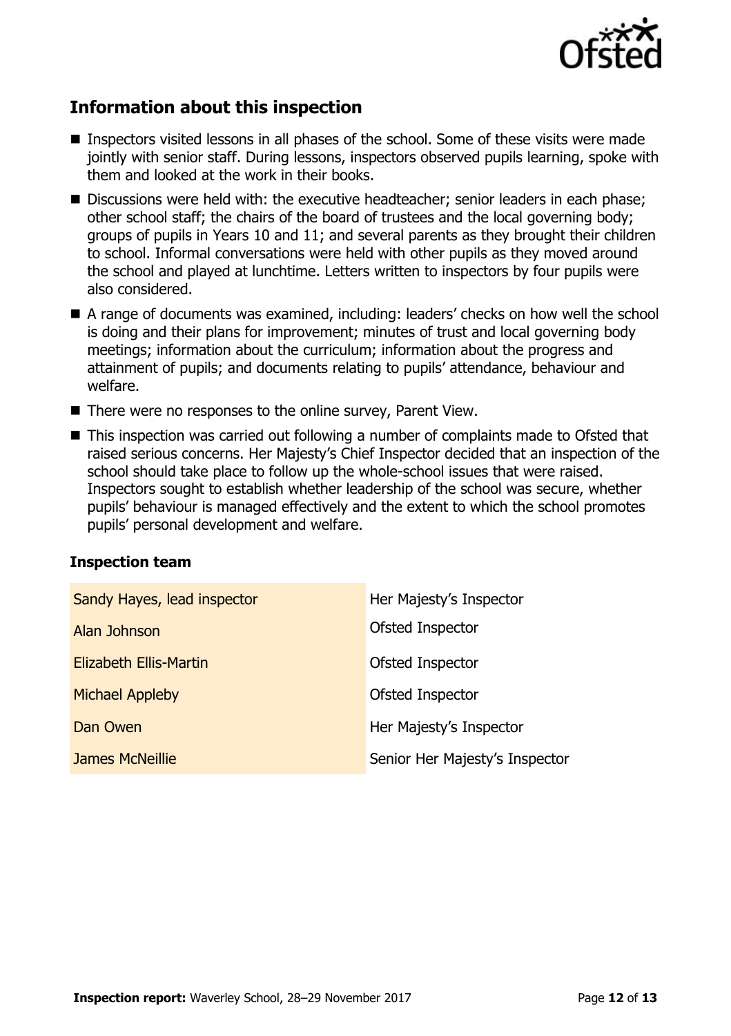## Information about this inspection

- Inspectors visited lessons in all phases of the school. Some of these visits were made jointly with senior staff. During lessons, inspectors observed pupils learning, spoke with them and looked at the work in their books.
- Discussions were held with: the executive headteacher; senior leaders in each phase; other school staff; the chairs of the board of trustees and the local governing body; groups of pupils in Years 10 and 11; and several parents as they brought their children to school. Informal conversations were held with other pupils as they moved around the school and played at lunchtime. Letters written to inspectors by four pupils were also considered.
- A range of documents was examined, including: leaders' checks on how well the school is doing and their plans for improvement; minutes of trust and local governing body meetings; information about the curriculum; information about the progress and attainment of pupils; and documents relating to pupils' attendance, behaviour and welfare.
- There were no responses to the online survey, Parent View.
- This inspection was carried out following a number of complaints made to Ofsted that raised serious concerns. Her Majesty's Chief Inspector decided that an inspection of the school should take place to follow up the whole-school issues that were raised. Inspectors sought to establish whether leadership of the school was secure, whether pupils' behaviour is managed effectively and the extent to which the school promotes pupils' personal development and welfare.

### Inspection team

| | |
|---|---|
| Sandy Hayes, lead inspector | Her Majesty's Inspector |
| Alan Johnson | Ofsted Inspector |
| Elizabeth Ellis-Martin | Ofsted Inspector |
| Michael Appleby | Ofsted Inspector |
| Dan Owen | Her Majesty's Inspector |
| James McNeillie | Senior Her Majesty's Inspector |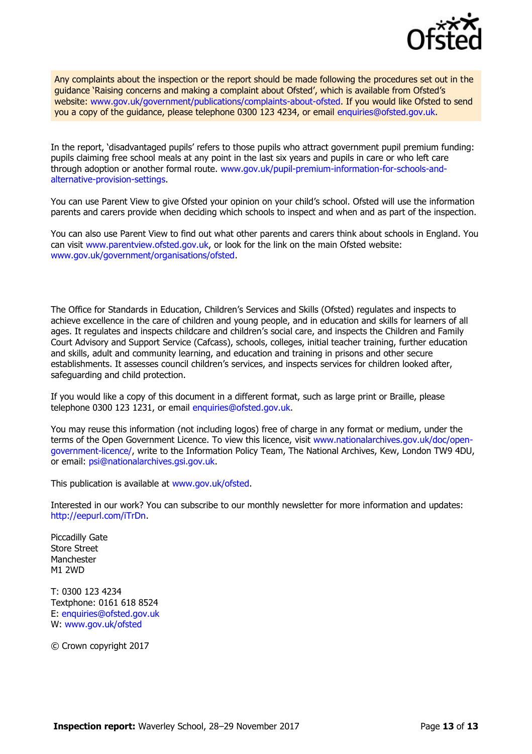Any complaints about the inspection or the report should be made following the procedures set out in the guidance 'Raising concerns and making a complaint about Ofsted', which is available from Ofsted's website: www.gov.uk/government/publications/complaints-about-ofsted. If you would like Ofsted to send you a copy of the guidance, please telephone 0300 123 4234, or email enquiries@ofsted.gov.uk.

In the report, 'disadvantaged pupils' refers to those pupils who attract government pupil premium funding: pupils claiming free school meals at any point in the last six years and pupils in care or who left care through adoption or another formal route. www.gov.uk/pupil-premium-information-for-schools-and-alternative-provision-settings.

You can use Parent View to give Ofsted your opinion on your child's school. Ofsted will use the information parents and carers provide when deciding which schools to inspect and when and as part of the inspection.

You can also use Parent View to find out what other parents and carers think about schools in England. You can visit www.parentview.ofsted.gov.uk, or look for the link on the main Ofsted website: www.gov.uk/government/organisations/ofsted.

The Office for Standards in Education, Children's Services and Skills (Ofsted) regulates and inspects to achieve excellence in the care of children and young people, and in education and skills for learners of all ages. It regulates and inspects childcare and children's social care, and inspects the Children and Family Court Advisory and Support Service (Cafcass), schools, colleges, initial teacher training, further education and skills, adult and community learning, and education and training in prisons and other secure establishments. It assesses council children's services, and inspects services for children looked after, safeguarding and child protection.

If you would like a copy of this document in a different format, such as large print or Braille, please telephone 0300 123 1231, or email enquiries@ofsted.gov.uk.

You may reuse this information (not including logos) free of charge in any format or medium, under the terms of the Open Government Licence. To view this licence, visit www.nationalarchives.gov.uk/doc/open-government-licence/, write to the Information Policy Team, The National Archives, Kew, London TW9 4DU, or email: psi@nationalarchives.gsi.gov.uk.

This publication is available at www.gov.uk/ofsted.

Interested in our work? You can subscribe to our monthly newsletter for more information and updates: http://eepurl.com/iTrDn.

Piccadilly Gate
Store Street
Manchester
M1 2WD

T: 0300 123 4234
Textphone: 0161 618 8524
E: enquiries@ofsted.gov.uk
W: www.gov.uk/ofsted

© Crown copyright 2017